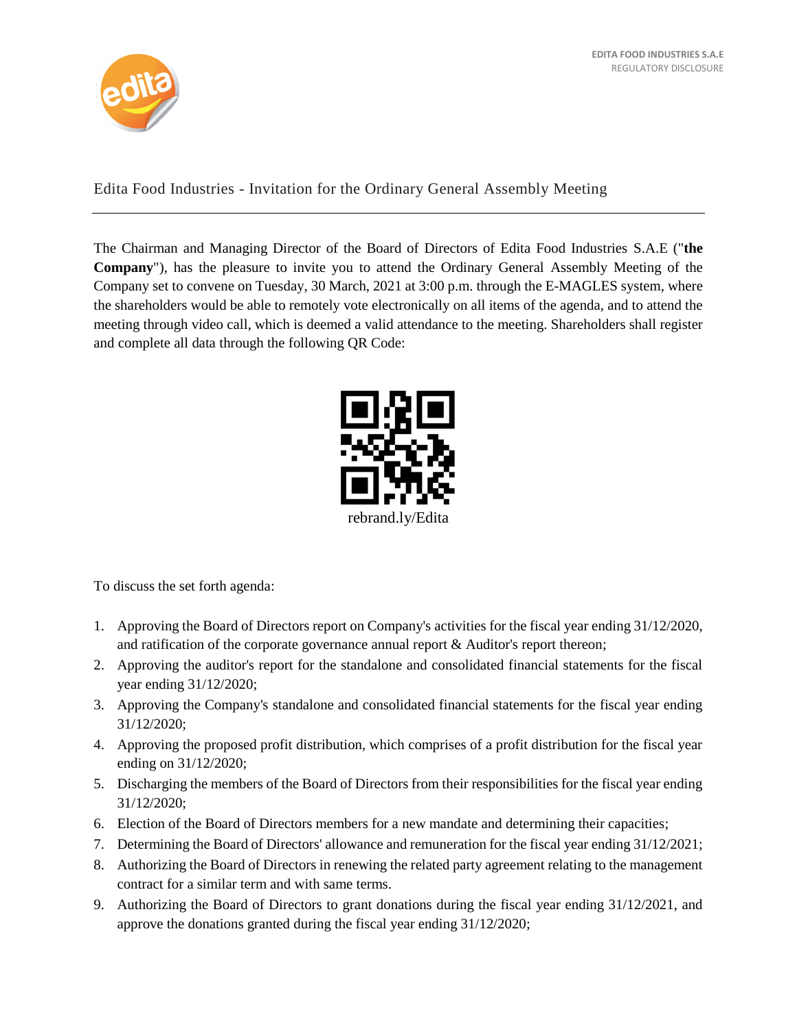Edita Food Industries - Invitation for the Ordinary General Assembly Meeting

---

The Chairman and Managing Director of the Board of Directors of Edita Food Industries S.A.E ("**the Company**"), has the pleasure to invite you to attend the Ordinary General Assembly Meeting of the Company set to convene on Tuesday, 30 March, 2021 at 3:00 p.m. through the E-MAGLES system, where the shareholders would be able to remotely vote electronically on all items of the agenda, and to attend the meeting through video call, which is deemed a valid attendance to the meeting. Shareholders shall register and complete all data through the following QR Code:

rebrand.ly/Edita

To discuss the set forth agenda:

1. Approving the Board of Directors report on Company's activities for the fiscal year ending 31/12/2020, and ratification of the corporate governance annual report & Auditor's report thereon;
2. Approving the auditor's report for the standalone and consolidated financial statements for the fiscal year ending 31/12/2020;
3. Approving the Company's standalone and consolidated financial statements for the fiscal year ending 31/12/2020;
4. Approving the proposed profit distribution, which comprises of a profit distribution for the fiscal year ending on 31/12/2020;
5. Discharging the members of the Board of Directors from their responsibilities for the fiscal year ending 31/12/2020;
6. Election of the Board of Directors members for a new mandate and determining their capacities;
7. Determining the Board of Directors' allowance and remuneration for the fiscal year ending 31/12/2021;
8. Authorizing the Board of Directors in renewing the related party agreement relating to the management contract for a similar term and with same terms.
9. Authorizing the Board of Directors to grant donations during the fiscal year ending 31/12/2021, and approve the donations granted during the fiscal year ending 31/12/2020;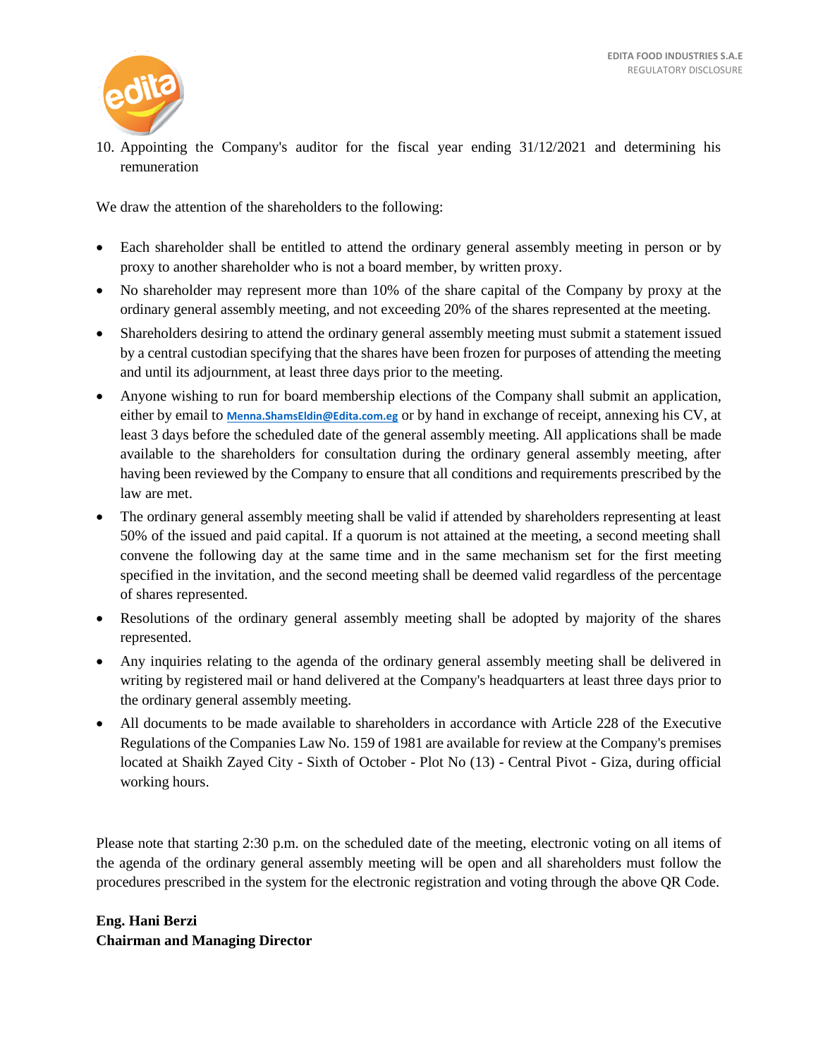10. Appointing the Company's auditor for the fiscal year ending 31/12/2021 and determining his remuneration

We draw the attention of the shareholders to the following:

- Each shareholder shall be entitled to attend the ordinary general assembly meeting in person or by proxy to another shareholder who is not a board member, by written proxy.
- No shareholder may represent more than 10% of the share capital of the Company by proxy at the ordinary general assembly meeting, and not exceeding 20% of the shares represented at the meeting.
- Shareholders desiring to attend the ordinary general assembly meeting must submit a statement issued by a central custodian specifying that the shares have been frozen for purposes of attending the meeting and until its adjournment, at least three days prior to the meeting.
- Anyone wishing to run for board membership elections of the Company shall submit an application, either by email to Menna.ShamsEldin@Edita.com.eg or by hand in exchange of receipt, annexing his CV, at least 3 days before the scheduled date of the general assembly meeting. All applications shall be made available to the shareholders for consultation during the ordinary general assembly meeting, after having been reviewed by the Company to ensure that all conditions and requirements prescribed by the law are met.
- The ordinary general assembly meeting shall be valid if attended by shareholders representing at least 50% of the issued and paid capital. If a quorum is not attained at the meeting, a second meeting shall convene the following day at the same time and in the same mechanism set for the first meeting specified in the invitation, and the second meeting shall be deemed valid regardless of the percentage of shares represented.
- Resolutions of the ordinary general assembly meeting shall be adopted by majority of the shares represented.
- Any inquiries relating to the agenda of the ordinary general assembly meeting shall be delivered in writing by registered mail or hand delivered at the Company's headquarters at least three days prior to the ordinary general assembly meeting.
- All documents to be made available to shareholders in accordance with Article 228 of the Executive Regulations of the Companies Law No. 159 of 1981 are available for review at the Company's premises located at Shaikh Zayed City - Sixth of October - Plot No (13) - Central Pivot - Giza, during official working hours.

Please note that starting 2:30 p.m. on the scheduled date of the meeting, electronic voting on all items of the agenda of the ordinary general assembly meeting will be open and all shareholders must follow the procedures prescribed in the system for the electronic registration and voting through the above QR Code.

**Eng. Hani Berzi**
**Chairman and Managing Director**